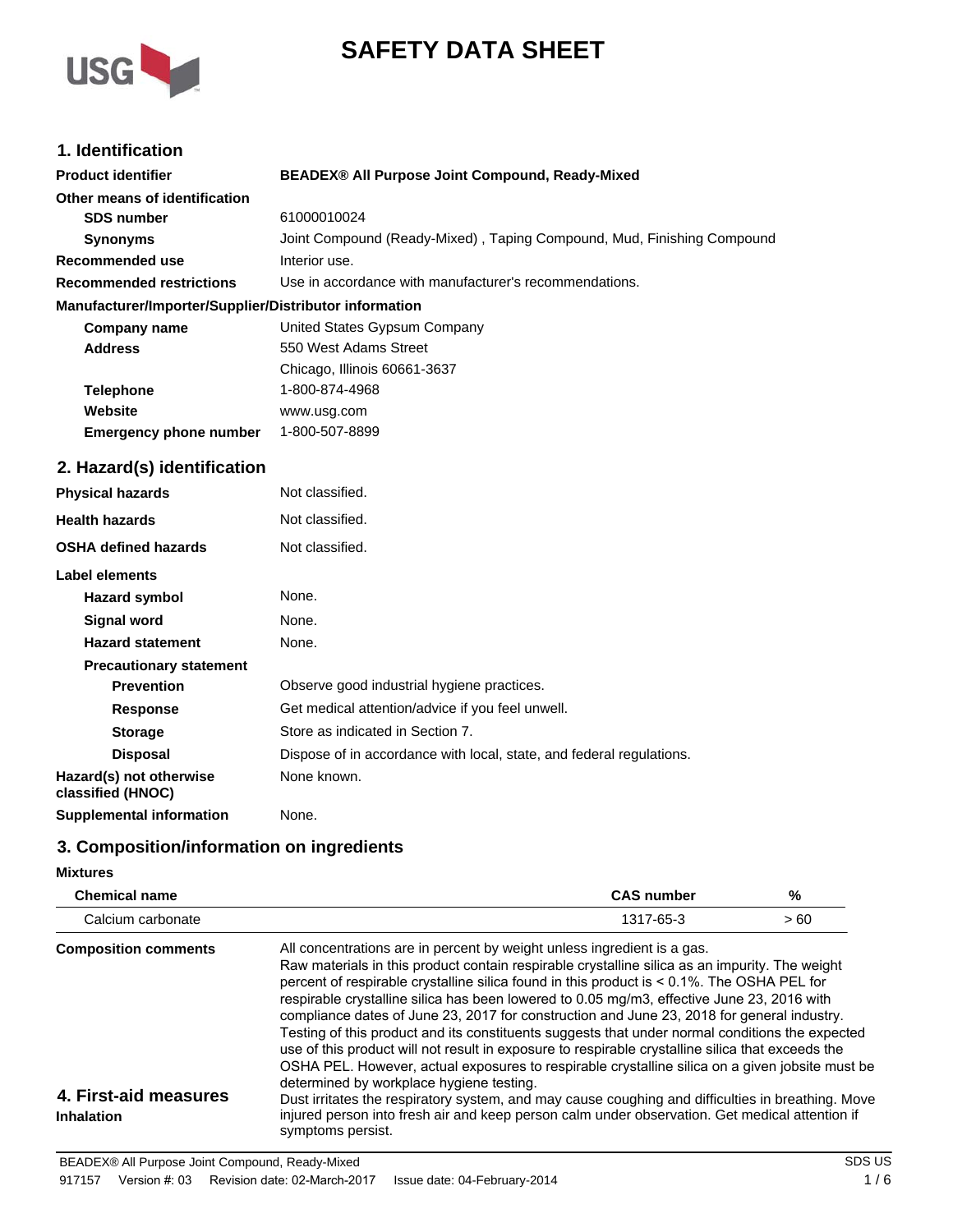# SAFETY DATA SHEET

## 1. Identification

| | |
|---|---|
| **Product identifier** | **BEADEX® All Purpose Joint Compound, Ready-Mixed** |
| **Other means of identification** | |
| **SDS number** | 61000010024 |
| **Synonyms** | Joint Compound (Ready-Mixed) , Taping Compound, Mud, Finishing Compound |
| **Recommended use** | Interior use. |
| **Recommended restrictions** | Use in accordance with manufacturer's recommendations. |

**Manufacturer/Importer/Supplier/Distributor information**

| | |
|---|---|
| **Company name** | United States Gypsum Company |
| **Address** | 550 West Adams Street<br>Chicago, Illinois 60661-3637 |
| **Telephone** | 1-800-874-4968 |
| **Website** | www.usg.com |
| **Emergency phone number** | 1-800-507-8899 |

## 2. Hazard(s) identification

| | |
|---|---|
| **Physical hazards** | Not classified. |
| **Health hazards** | Not classified. |
| **OSHA defined hazards** | Not classified. |

**Label elements**

| | |
|---|---|
| **Hazard symbol** | None. |
| **Signal word** | None. |
| **Hazard statement** | None. |

**Precautionary statement**

| | |
|---|---|
| **Prevention** | Observe good industrial hygiene practices. |
| **Response** | Get medical attention/advice if you feel unwell. |
| **Storage** | Store as indicated in Section 7. |
| **Disposal** | Dispose of in accordance with local, state, and federal regulations. |
| **Hazard(s) not otherwise classified (HNOC)** | None known. |
| **Supplemental information** | None. |

## 3. Composition/information on ingredients

**Mixtures**

| Chemical name | CAS number | % |
|---|---|---|
| Calcium carbonate | 1317-65-3 | > 60 |

**Composition comments**

All concentrations are in percent by weight unless ingredient is a gas.
Raw materials in this product contain respirable crystalline silica as an impurity. The weight percent of respirable crystalline silica found in this product is < 0.1%. The OSHA PEL for respirable crystalline silica has been lowered to 0.05 mg/m3, effective June 23, 2016 with compliance dates of June 23, 2017 for construction and June 23, 2018 for general industry. Testing of this product and its constituents suggests that under normal conditions the expected use of this product will not result in exposure to respirable crystalline silica that exceeds the OSHA PEL. However, actual exposures to respirable crystalline silica on a given jobsite must be determined by workplace hygiene testing.

## 4. First-aid measures

**Inhalation**

Dust irritates the respiratory system, and may cause coughing and difficulties in breathing. Move injured person into fresh air and keep person calm under observation. Get medical attention if symptoms persist.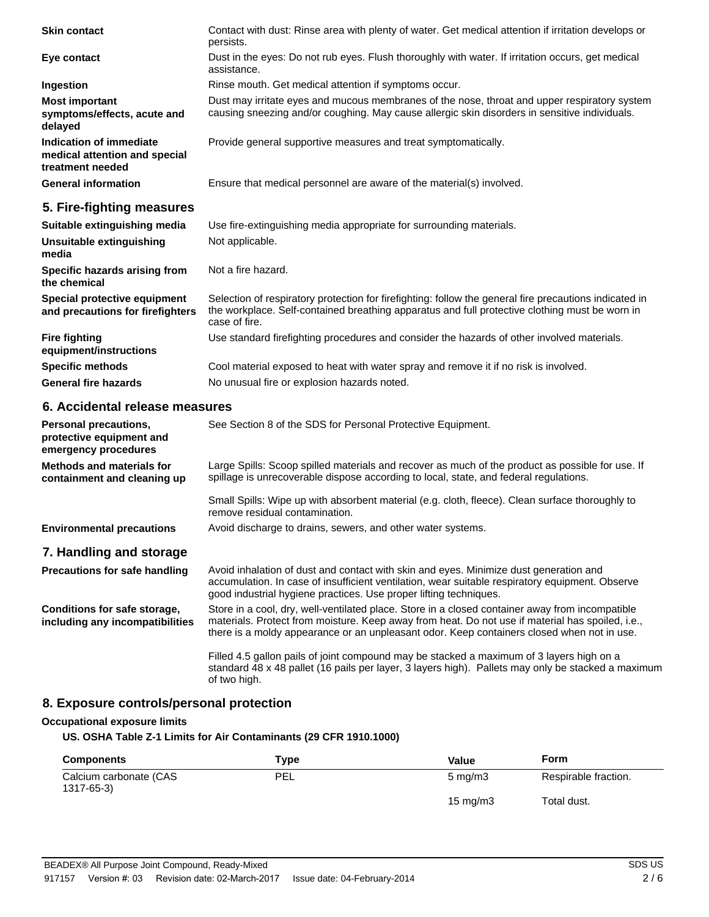**Skin contact**
Contact with dust: Rinse area with plenty of water. Get medical attention if irritation develops or persists.

**Eye contact**
Dust in the eyes: Do not rub eyes. Flush thoroughly with water. If irritation occurs, get medical assistance.

**Ingestion**
Rinse mouth. Get medical attention if symptoms occur.

**Most important symptoms/effects, acute and delayed**
Dust may irritate eyes and mucous membranes of the nose, throat and upper respiratory system causing sneezing and/or coughing. May cause allergic skin disorders in sensitive individuals.

**Indication of immediate medical attention and special treatment needed**
Provide general supportive measures and treat symptomatically.

**General information**
Ensure that medical personnel are aware of the material(s) involved.

## 5. Fire-fighting measures

**Suitable extinguishing media**
Use fire-extinguishing media appropriate for surrounding materials.

**Unsuitable extinguishing media**
Not applicable.

**Specific hazards arising from the chemical**
Not a fire hazard.

**Special protective equipment and precautions for firefighters**
Selection of respiratory protection for firefighting: follow the general fire precautions indicated in the workplace. Self-contained breathing apparatus and full protective clothing must be worn in case of fire.

**Fire fighting equipment/instructions**
Use standard firefighting procedures and consider the hazards of other involved materials.

**Specific methods**
Cool material exposed to heat with water spray and remove it if no risk is involved.

**General fire hazards**
No unusual fire or explosion hazards noted.

## 6. Accidental release measures

**Personal precautions, protective equipment and emergency procedures**
See Section 8 of the SDS for Personal Protective Equipment.

**Methods and materials for containment and cleaning up**
Large Spills: Scoop spilled materials and recover as much of the product as possible for use. If spillage is unrecoverable dispose according to local, state, and federal regulations.

Small Spills: Wipe up with absorbent material (e.g. cloth, fleece). Clean surface thoroughly to remove residual contamination.

**Environmental precautions**
Avoid discharge to drains, sewers, and other water systems.

## 7. Handling and storage

**Precautions for safe handling**
Avoid inhalation of dust and contact with skin and eyes. Minimize dust generation and accumulation. In case of insufficient ventilation, wear suitable respiratory equipment. Observe good industrial hygiene practices. Use proper lifting techniques.

**Conditions for safe storage, including any incompatibilities**
Store in a cool, dry, well-ventilated place. Store in a closed container away from incompatible materials. Protect from moisture. Keep away from heat. Do not use if material has spoiled, i.e., there is a moldy appearance or an unpleasant odor. Keep containers closed when not in use.

Filled 4.5 gallon pails of joint compound may be stacked a maximum of 3 layers high on a standard 48 x 48 pallet (16 pails per layer, 3 layers high). Pallets may only be stacked a maximum of two high.

## 8. Exposure controls/personal protection

**Occupational exposure limits**

**US. OSHA Table Z-1 Limits for Air Contaminants (29 CFR 1910.1000)**

| Components | Type | Value | Form |
|---|---|---|---|
| Calcium carbonate (CAS 1317-65-3) | PEL | 5 mg/m3 | Respirable fraction. |
| | | 15 mg/m3 | Total dust. |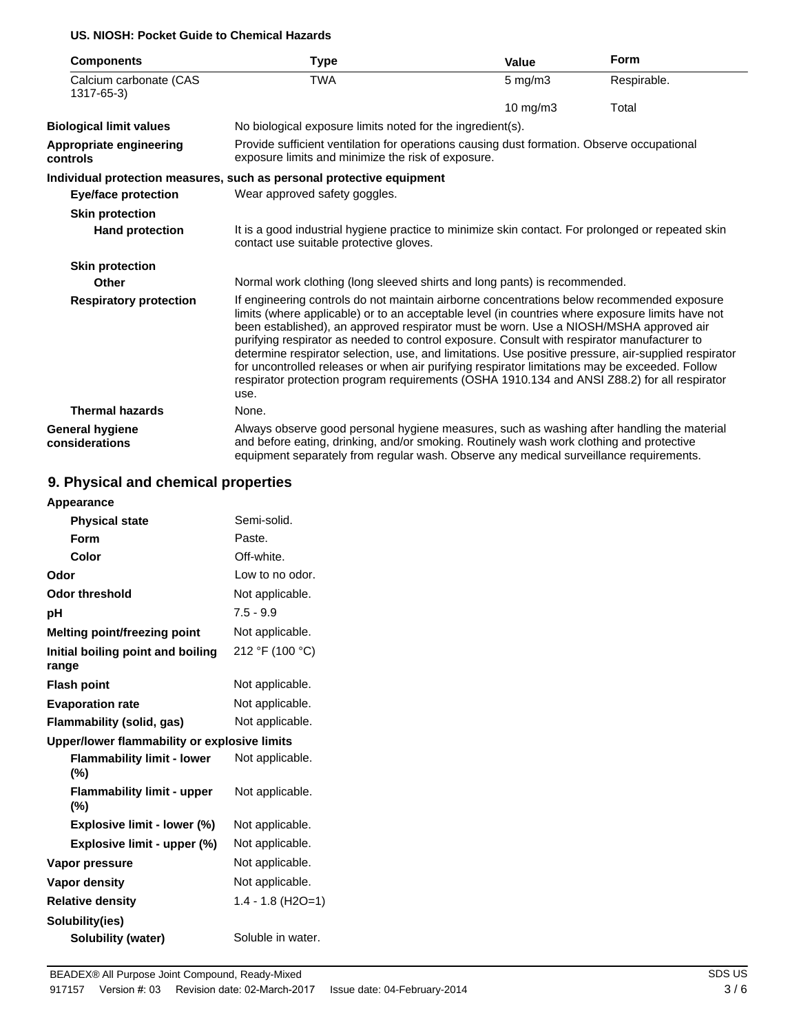**US. NIOSH: Pocket Guide to Chemical Hazards**

| Components | Type | Value | Form |
|---|---|---|---|
| Calcium carbonate (CAS 1317-65-3) | TWA | 5 mg/m3 | Respirable. |
| | | 10 mg/m3 | Total |

**Biological limit values**
No biological exposure limits noted for the ingredient(s).

**Appropriate engineering controls**
Provide sufficient ventilation for operations causing dust formation. Observe occupational exposure limits and minimize the risk of exposure.

**Individual protection measures, such as personal protective equipment**

**Eye/face protection**
Wear approved safety goggles.

**Skin protection**

**Hand protection**
It is a good industrial hygiene practice to minimize skin contact. For prolonged or repeated skin contact use suitable protective gloves.

**Skin protection**

**Other**
Normal work clothing (long sleeved shirts and long pants) is recommended.

**Respiratory protection**
If engineering controls do not maintain airborne concentrations below recommended exposure limits (where applicable) or to an acceptable level (in countries where exposure limits have not been established), an approved respirator must be worn. Use a NIOSH/MSHA approved air purifying respirator as needed to control exposure. Consult with respirator manufacturer to determine respirator selection, use, and limitations. Use positive pressure, air-supplied respirator for uncontrolled releases or when air purifying respirator limitations may be exceeded. Follow respirator protection program requirements (OSHA 1910.134 and ANSI Z88.2) for all respirator use.

**Thermal hazards**
None.

**General hygiene considerations**
Always observe good personal hygiene measures, such as washing after handling the material and before eating, drinking, and/or smoking. Routinely wash work clothing and protective equipment separately from regular wash. Observe any medical surveillance requirements.

## 9. Physical and chemical properties

**Appearance**

| | |
|---|---|
| **Physical state** | Semi-solid. |
| **Form** | Paste. |
| **Color** | Off-white. |
| **Odor** | Low to no odor. |
| **Odor threshold** | Not applicable. |
| **pH** | 7.5 - 9.9 |
| **Melting point/freezing point** | Not applicable. |
| **Initial boiling point and boiling range** | 212 °F (100 °C) |
| **Flash point** | Not applicable. |
| **Evaporation rate** | Not applicable. |
| **Flammability (solid, gas)** | Not applicable. |

**Upper/lower flammability or explosive limits**

| | |
|---|---|
| **Flammability limit - lower (%)** | Not applicable. |
| **Flammability limit - upper (%)** | Not applicable. |
| **Explosive limit - lower (%)** | Not applicable. |
| **Explosive limit - upper (%)** | Not applicable. |
| **Vapor pressure** | Not applicable. |
| **Vapor density** | Not applicable. |
| **Relative density** | 1.4 - 1.8 (H2O=1) |

**Solubility(ies)**

| | |
|---|---|
| **Solubility (water)** | Soluble in water. |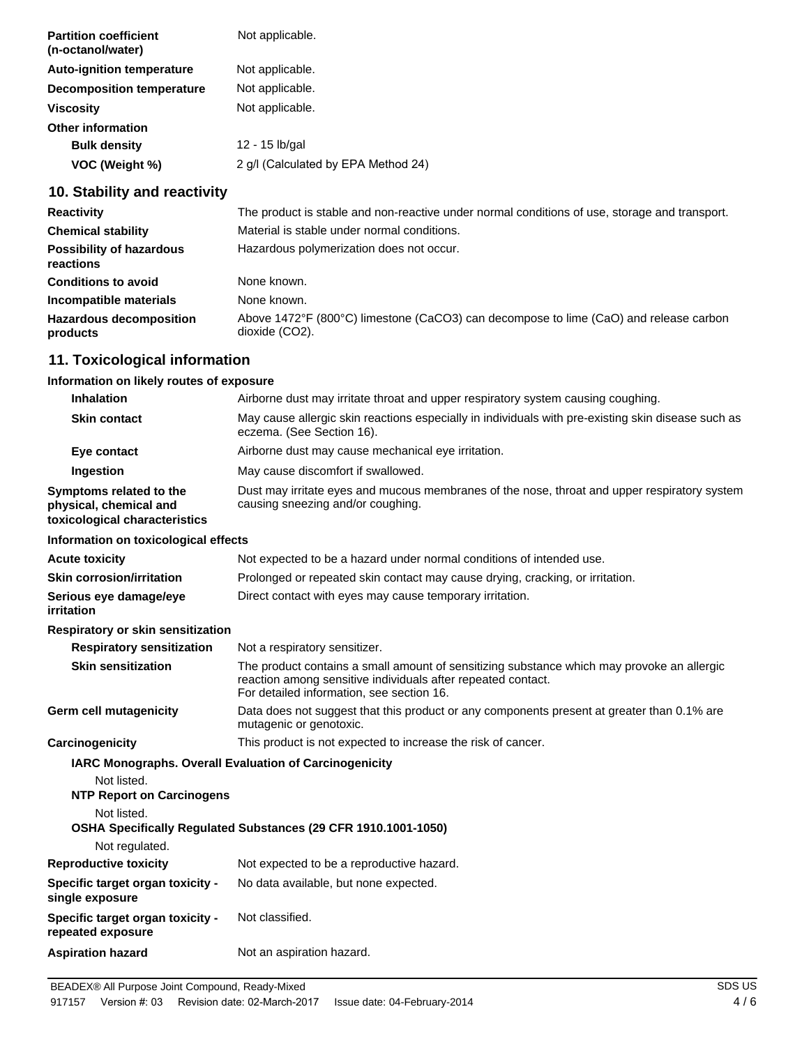| | |
|---|---|
| **Partition coefficient (n-octanol/water)** | Not applicable. |
| **Auto-ignition temperature** | Not applicable. |
| **Decomposition temperature** | Not applicable. |
| **Viscosity** | Not applicable. |
| **Other information** | |
| **Bulk density** | 12 - 15 lb/gal |
| **VOC (Weight %)** | 2 g/l (Calculated by EPA Method 24) |

## 10. Stability and reactivity

| | |
|---|---|
| **Reactivity** | The product is stable and non-reactive under normal conditions of use, storage and transport. |
| **Chemical stability** | Material is stable under normal conditions. |
| **Possibility of hazardous reactions** | Hazardous polymerization does not occur. |
| **Conditions to avoid** | None known. |
| **Incompatible materials** | None known. |
| **Hazardous decomposition products** | Above 1472°F (800°C) limestone ($CaCO_3$) can decompose to lime ($CaO$) and release carbon dioxide ($CO_2$). |

## 11. Toxicological information

**Information on likely routes of exposure**

| | |
|---|---|
| **Inhalation** | Airborne dust may irritate throat and upper respiratory system causing coughing. |
| **Skin contact** | May cause allergic skin reactions especially in individuals with pre-existing skin disease such as eczema. (See Section 16). |
| **Eye contact** | Airborne dust may cause mechanical eye irritation. |
| **Ingestion** | May cause discomfort if swallowed. |
| **Symptoms related to the physical, chemical and toxicological characteristics** | Dust may irritate eyes and mucous membranes of the nose, throat and upper respiratory system causing sneezing and/or coughing. |

**Information on toxicological effects**

| | |
|---|---|
| **Acute toxicity** | Not expected to be a hazard under normal conditions of intended use. |
| **Skin corrosion/irritation** | Prolonged or repeated skin contact may cause drying, cracking, or irritation. |
| **Serious eye damage/eye irritation** | Direct contact with eyes may cause temporary irritation. |
| **Respiratory or skin sensitization** | |
| **Respiratory sensitization** | Not a respiratory sensitizer. |
| **Skin sensitization** | The product contains a small amount of sensitizing substance which may provoke an allergic reaction among sensitive individuals after repeated contact. For detailed information, see section 16. |
| **Germ cell mutagenicity** | Data does not suggest that this product or any components present at greater than 0.1% are mutagenic or genotoxic. |
| **Carcinogenicity** | This product is not expected to increase the risk of cancer. |

**IARC Monographs. Overall Evaluation of Carcinogenicity**

Not listed.

**NTP Report on Carcinogens**

Not listed.

**OSHA Specifically Regulated Substances (29 CFR 1910.1001-1050)**

Not regulated.

| | |
|---|---|
| **Reproductive toxicity** | Not expected to be a reproductive hazard. |
| **Specific target organ toxicity - single exposure** | No data available, but none expected. |
| **Specific target organ toxicity - repeated exposure** | Not classified. |
| **Aspiration hazard** | Not an aspiration hazard. |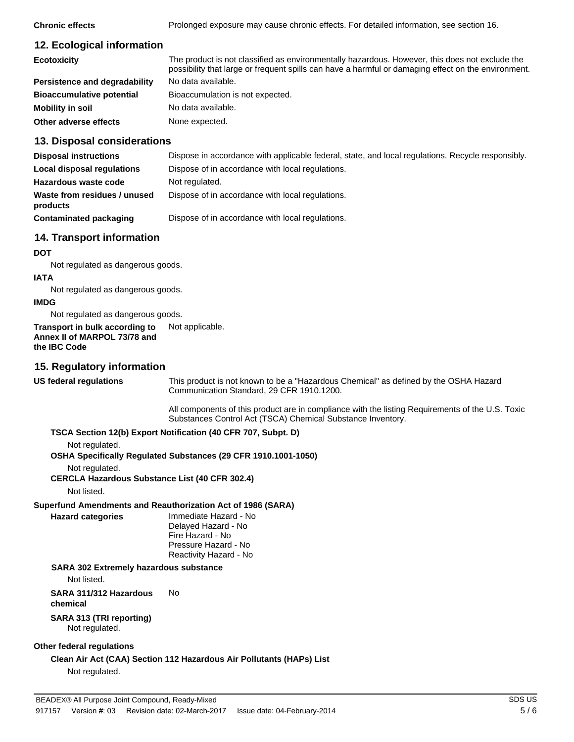**Chronic effects** Prolonged exposure may cause chronic effects. For detailed information, see section 16.

## 12. Ecological information

**Ecotoxicity** The product is not classified as environmentally hazardous. However, this does not exclude the possibility that large or frequent spills can have a harmful or damaging effect on the environment.

**Persistence and degradability** No data available.

**Bioaccumulative potential** Bioaccumulation is not expected.

**Mobility in soil** No data available.

**Other adverse effects** None expected.

## 13. Disposal considerations

**Disposal instructions** Dispose in accordance with applicable federal, state, and local regulations. Recycle responsibly.

**Local disposal regulations** Dispose of in accordance with local regulations.

**Hazardous waste code** Not regulated.

**Waste from residues / unused products** Dispose of in accordance with local regulations.

**Contaminated packaging** Dispose of in accordance with local regulations.

## 14. Transport information

**DOT**

Not regulated as dangerous goods.

**IATA**

Not regulated as dangerous goods.

**IMDG**

Not regulated as dangerous goods.

**Transport in bulk according to Annex II of MARPOL 73/78 and the IBC Code** Not applicable.

## 15. Regulatory information

**US federal regulations** This product is not known to be a "Hazardous Chemical" as defined by the OSHA Hazard Communication Standard, 29 CFR 1910.1200.

All components of this product are in compliance with the listing Requirements of the U.S. Toxic Substances Control Act (TSCA) Chemical Substance Inventory.

**TSCA Section 12(b) Export Notification (40 CFR 707, Subpt. D)**

Not regulated.

**OSHA Specifically Regulated Substances (29 CFR 1910.1001-1050)**

Not regulated.

**CERCLA Hazardous Substance List (40 CFR 302.4)**

Not listed.

**Superfund Amendments and Reauthorization Act of 1986 (SARA)**

**Hazard categories**
Immediate Hazard - No
Delayed Hazard - No
Fire Hazard - No
Pressure Hazard - No
Reactivity Hazard - No

**SARA 302 Extremely hazardous substance**

Not listed.

**SARA 311/312 Hazardous chemical** No

**SARA 313 (TRI reporting)**

Not regulated.

**Other federal regulations**

**Clean Air Act (CAA) Section 112 Hazardous Air Pollutants (HAPs) List**

Not regulated.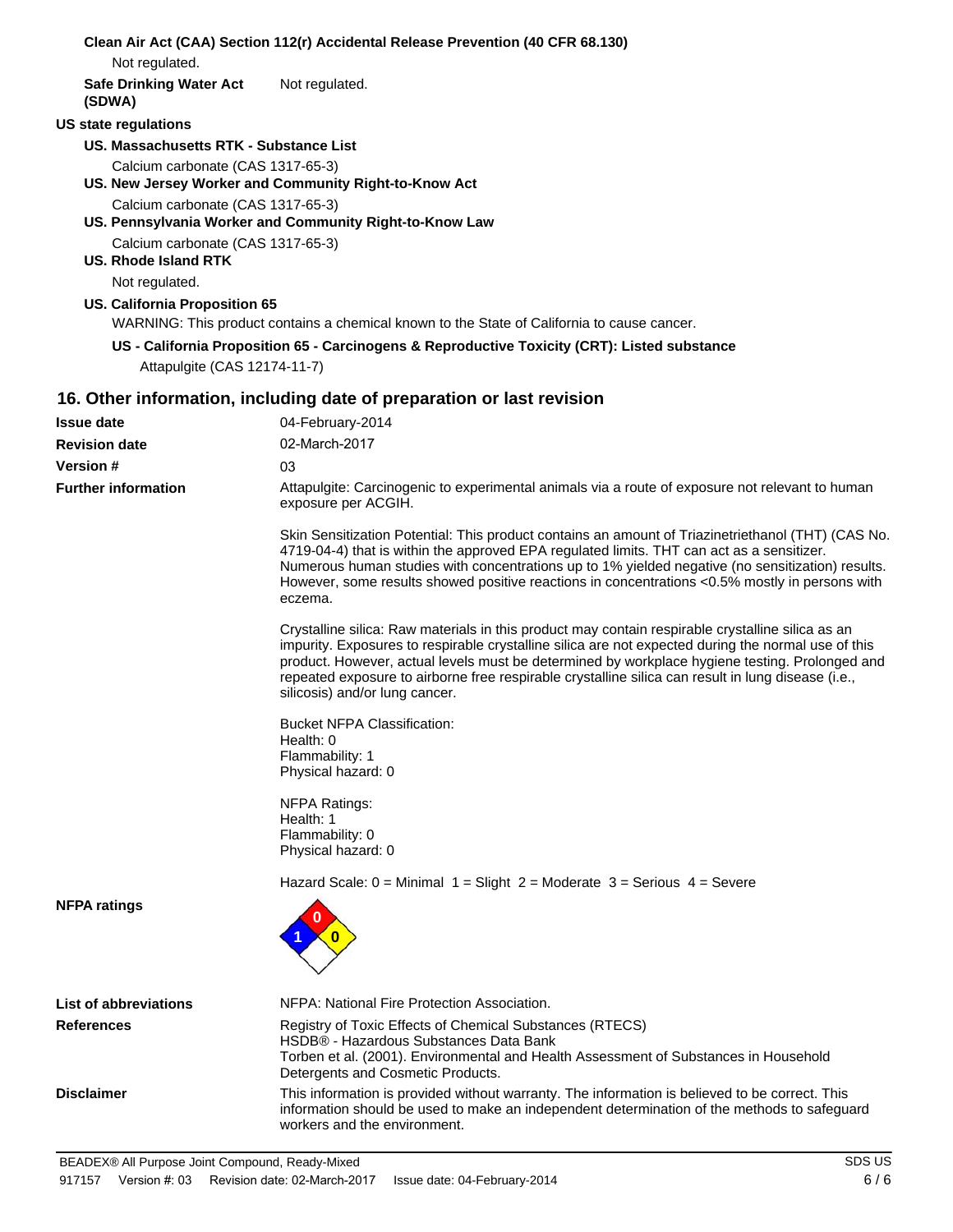**Clean Air Act (CAA) Section 112(r) Accidental Release Prevention (40 CFR 68.130)**

Not regulated.

**Safe Drinking Water Act (SDWA)** Not regulated.

**US state regulations**

**US. Massachusetts RTK - Substance List**

Calcium carbonate (CAS 1317-65-3)

**US. New Jersey Worker and Community Right-to-Know Act**

Calcium carbonate (CAS 1317-65-3)

**US. Pennsylvania Worker and Community Right-to-Know Law**

Calcium carbonate (CAS 1317-65-3)

**US. Rhode Island RTK**

Not regulated.

**US. California Proposition 65**

WARNING: This product contains a chemical known to the State of California to cause cancer.

**US - California Proposition 65 - Carcinogens & Reproductive Toxicity (CRT): Listed substance**

Attapulgite (CAS 12174-11-7)

## 16. Other information, including date of preparation or last revision

**Issue date** 04-February-2014

**Revision date** 02-March-2017

**Version #** 03

**Further information**

Attapulgite: Carcinogenic to experimental animals via a route of exposure not relevant to human exposure per ACGIH.

Skin Sensitization Potential: This product contains an amount of Triazinetriethanol (THT) (CAS No. 4719-04-4) that is within the approved EPA regulated limits. THT can act as a sensitizer. Numerous human studies with concentrations up to 1% yielded negative (no sensitization) results. However, some results showed positive reactions in concentrations <0.5% mostly in persons with eczema.

Crystalline silica: Raw materials in this product may contain respirable crystalline silica as an impurity. Exposures to respirable crystalline silica are not expected during the normal use of this product. However, actual levels must be determined by workplace hygiene testing. Prolonged and repeated exposure to airborne free respirable crystalline silica can result in lung disease (i.e., silicosis) and/or lung cancer.

Bucket NFPA Classification:
Health: 0
Flammability: 1
Physical hazard: 0

NFPA Ratings:
Health: 1
Flammability: 0
Physical hazard: 0

Hazard Scale: 0 = Minimal 1 = Slight 2 = Moderate 3 = Serious 4 = Severe

**NFPA ratings**

0
1
0

**List of abbreviations** NFPA: National Fire Protection Association.

**References**

Registry of Toxic Effects of Chemical Substances (RTECS)
HSDB® - Hazardous Substances Data Bank
Torben et al. (2001). Environmental and Health Assessment of Substances in Household Detergents and Cosmetic Products.

**Disclaimer**

This information is provided without warranty. The information is believed to be correct. This information should be used to make an independent determination of the methods to safeguard workers and the environment.